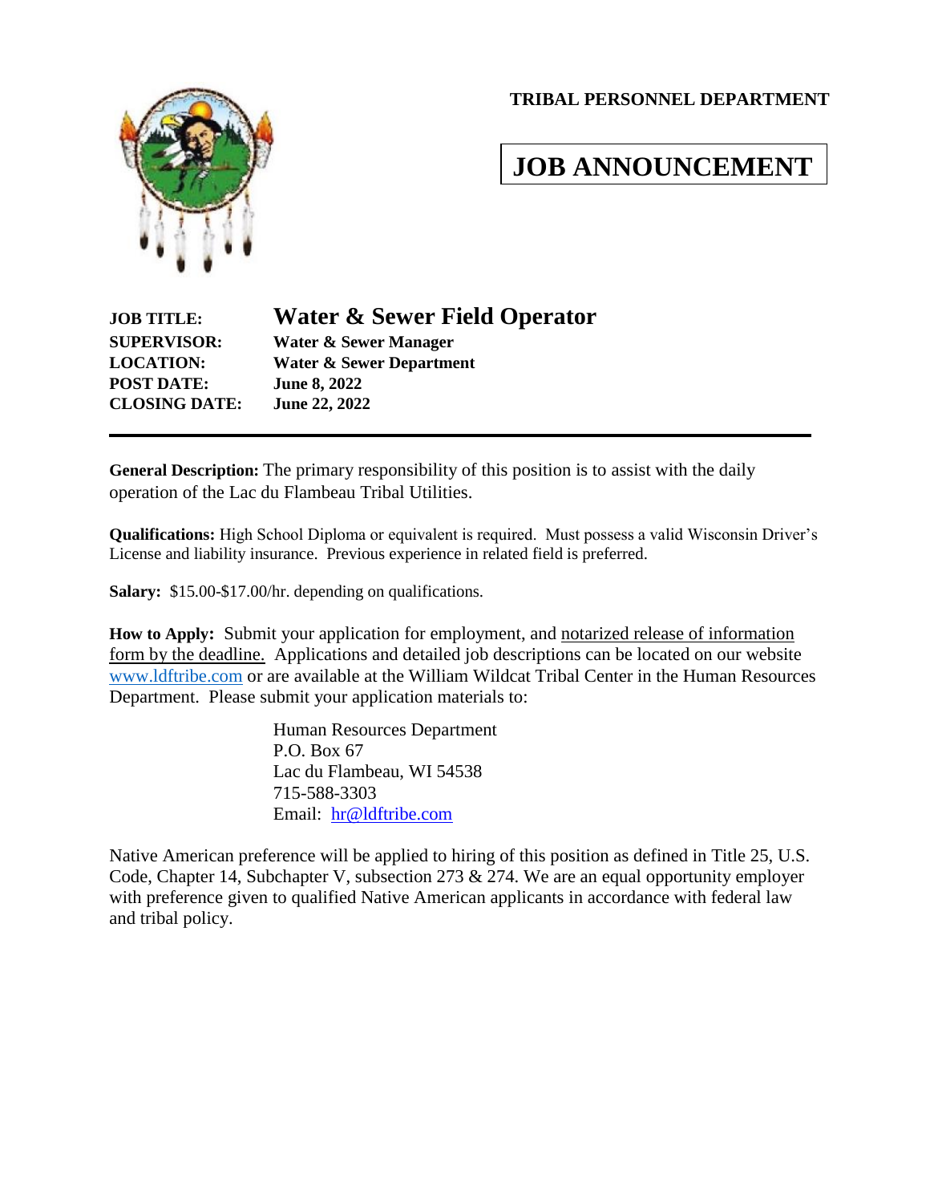**TRIBAL PERSONNEL DEPARTMENT**

# JOB ANNOUNCEMENT

**JOB TITLE:** **Water & Sewer Field Operator**
**SUPERVISOR:** **Water & Sewer Manager**
**LOCATION:** **Water & Sewer Department**
**POST DATE:** **June 8, 2022**
**CLOSING DATE:** **June 22, 2022**

---

**General Description:** The primary responsibility of this position is to assist with the daily operation of the Lac du Flambeau Tribal Utilities.

**Qualifications:** High School Diploma or equivalent is required. Must possess a valid Wisconsin Driver's License and liability insurance. Previous experience in related field is preferred.

**Salary:** $15.00-$17.00/hr. depending on qualifications.

**How to Apply:** Submit your application for employment, and notarized release of information form by the deadline. Applications and detailed job descriptions can be located on our website www.ldftribe.com or are available at the William Wildcat Tribal Center in the Human Resources Department. Please submit your application materials to:

Human Resources Department
P.O. Box 67
Lac du Flambeau, WI 54538
715-588-3303
Email: hr@ldftribe.com

Native American preference will be applied to hiring of this position as defined in Title 25, U.S. Code, Chapter 14, Subchapter V, subsection 273 & 274. We are an equal opportunity employer with preference given to qualified Native American applicants in accordance with federal law and tribal policy.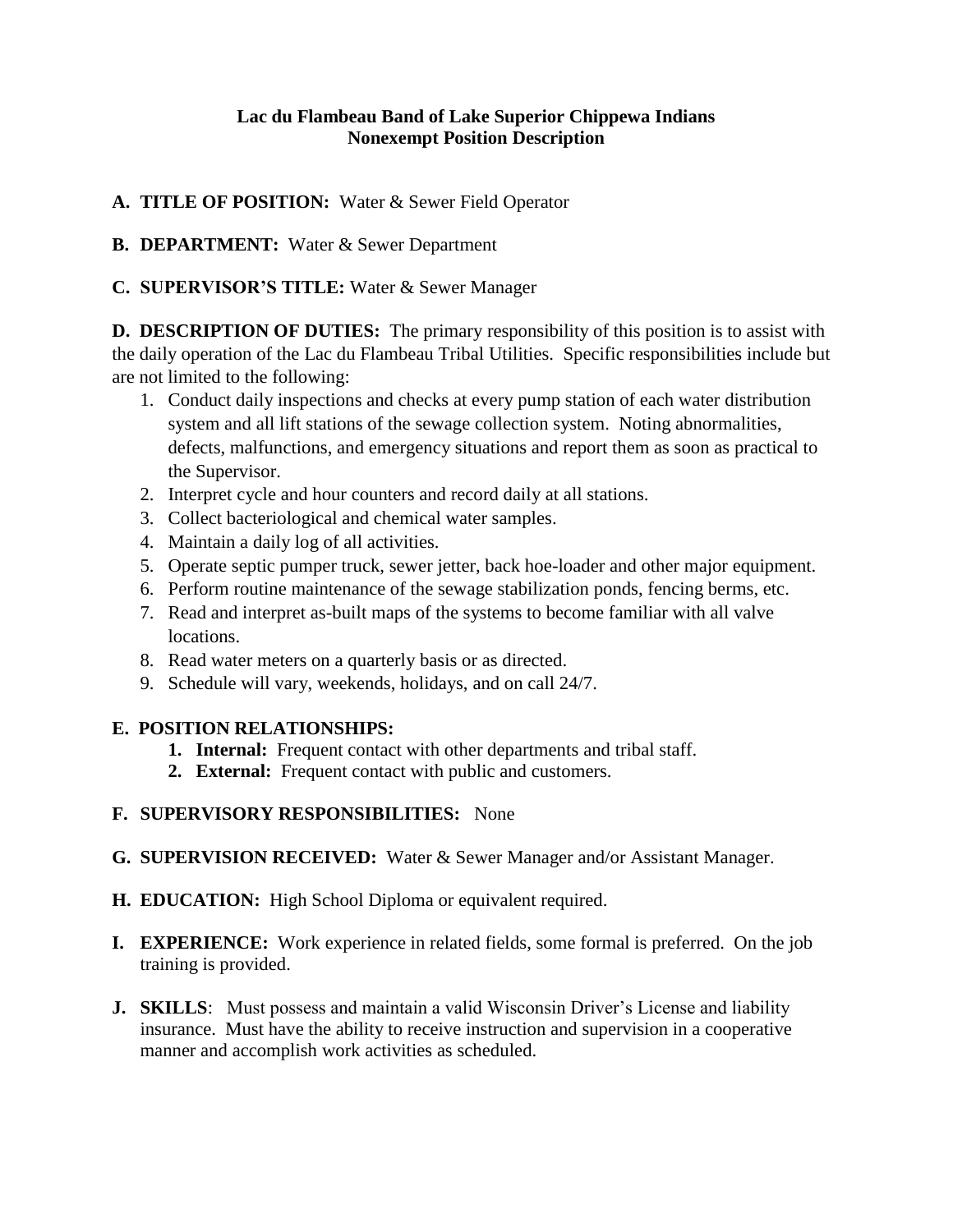**Lac du Flambeau Band of Lake Superior Chippewa Indians**
**Nonexempt Position Description**

**A. TITLE OF POSITION:** Water & Sewer Field Operator

**B. DEPARTMENT:** Water & Sewer Department

**C. SUPERVISOR'S TITLE:** Water & Sewer Manager

**D. DESCRIPTION OF DUTIES:** The primary responsibility of this position is to assist with the daily operation of the Lac du Flambeau Tribal Utilities. Specific responsibilities include but are not limited to the following:

1. Conduct daily inspections and checks at every pump station of each water distribution system and all lift stations of the sewage collection system. Noting abnormalities, defects, malfunctions, and emergency situations and report them as soon as practical to the Supervisor.
2. Interpret cycle and hour counters and record daily at all stations.
3. Collect bacteriological and chemical water samples.
4. Maintain a daily log of all activities.
5. Operate septic pumper truck, sewer jetter, back hoe-loader and other major equipment.
6. Perform routine maintenance of the sewage stabilization ponds, fencing berms, etc.
7. Read and interpret as-built maps of the systems to become familiar with all valve locations.
8. Read water meters on a quarterly basis or as directed.
9. Schedule will vary, weekends, holidays, and on call 24/7.

**E. POSITION RELATIONSHIPS:**

1. **Internal:** Frequent contact with other departments and tribal staff.
2. **External:** Frequent contact with public and customers.

**F. SUPERVISORY RESPONSIBILITIES:** None

**G. SUPERVISION RECEIVED:** Water & Sewer Manager and/or Assistant Manager.

**H. EDUCATION:** High School Diploma or equivalent required.

**I. EXPERIENCE:** Work experience in related fields, some formal is preferred. On the job training is provided.

**J. SKILLS**: Must possess and maintain a valid Wisconsin Driver's License and liability insurance. Must have the ability to receive instruction and supervision in a cooperative manner and accomplish work activities as scheduled.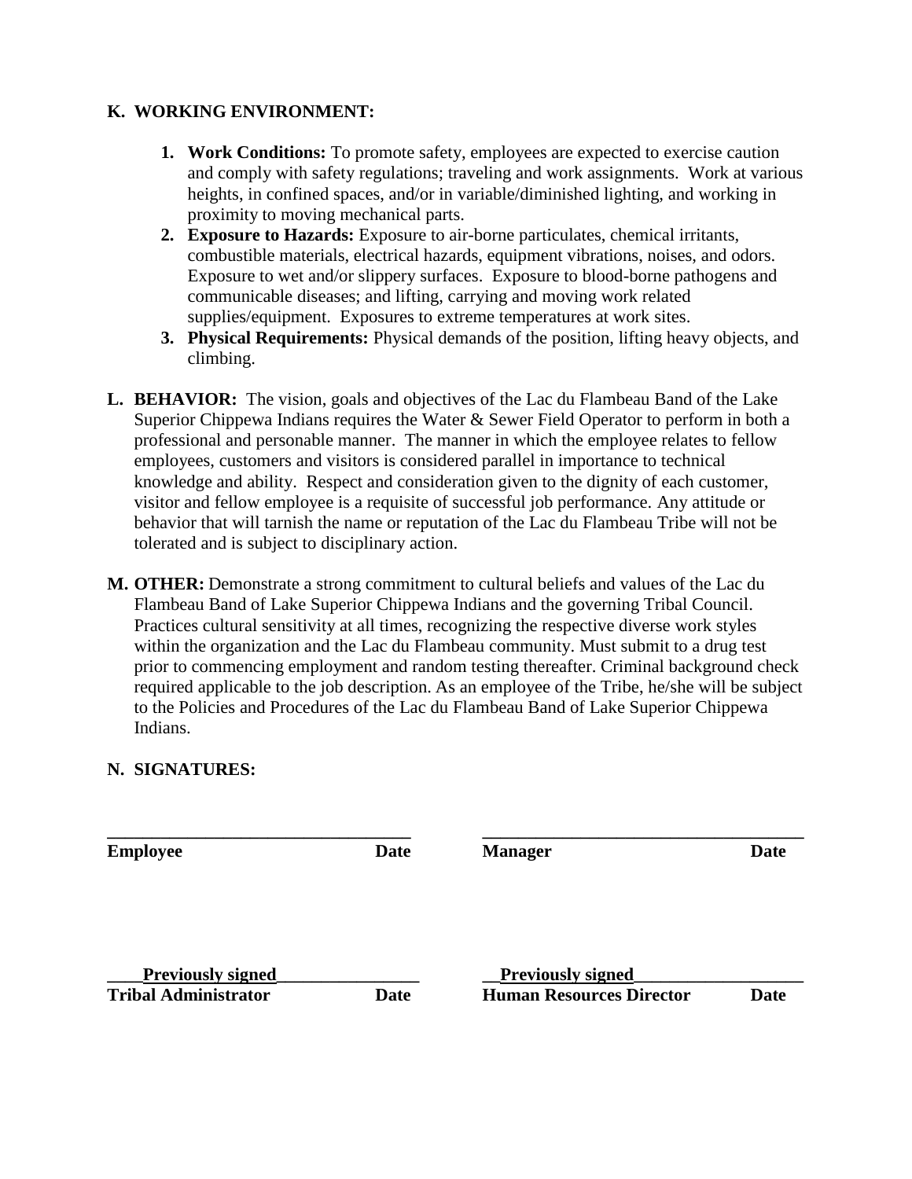**K. WORKING ENVIRONMENT:**

1. **Work Conditions:** To promote safety, employees are expected to exercise caution and comply with safety regulations; traveling and work assignments. Work at various heights, in confined spaces, and/or in variable/diminished lighting, and working in proximity to moving mechanical parts.
2. **Exposure to Hazards:** Exposure to air-borne particulates, chemical irritants, combustible materials, electrical hazards, equipment vibrations, noises, and odors. Exposure to wet and/or slippery surfaces. Exposure to blood-borne pathogens and communicable diseases; and lifting, carrying and moving work related supplies/equipment. Exposures to extreme temperatures at work sites.
3. **Physical Requirements:** Physical demands of the position, lifting heavy objects, and climbing.

**L. BEHAVIOR:** The vision, goals and objectives of the Lac du Flambeau Band of the Lake Superior Chippewa Indians requires the Water & Sewer Field Operator to perform in both a professional and personable manner. The manner in which the employee relates to fellow employees, customers and visitors is considered parallel in importance to technical knowledge and ability. Respect and consideration given to the dignity of each customer, visitor and fellow employee is a requisite of successful job performance. Any attitude or behavior that will tarnish the name or reputation of the Lac du Flambeau Tribe will not be tolerated and is subject to disciplinary action.

**M. OTHER:** Demonstrate a strong commitment to cultural beliefs and values of the Lac du Flambeau Band of Lake Superior Chippewa Indians and the governing Tribal Council. Practices cultural sensitivity at all times, recognizing the respective diverse work styles within the organization and the Lac du Flambeau community. Must submit to a drug test prior to commencing employment and random testing thereafter. Criminal background check required applicable to the job description. As an employee of the Tribe, he/she will be subject to the Policies and Procedures of the Lac du Flambeau Band of Lake Superior Chippewa Indians.

**N. SIGNATURES:**

\_\_\_\_\_\_\_\_\_\_\_\_\_\_\_\_\_\_\_\_\_\_\_\_\_\_\_\_\_\_\_\_\_\_\_ \_\_\_\_\_\_\_\_\_\_\_\_\_\_\_\_\_\_\_\_\_\_\_\_\_\_\_\_\_\_\_\_\_\_\_

**Employee** **Date** **Manager** **Date**

**Previously signed** **Previously signed**

**Tribal Administrator** **Date** **Human Resources Director** **Date**